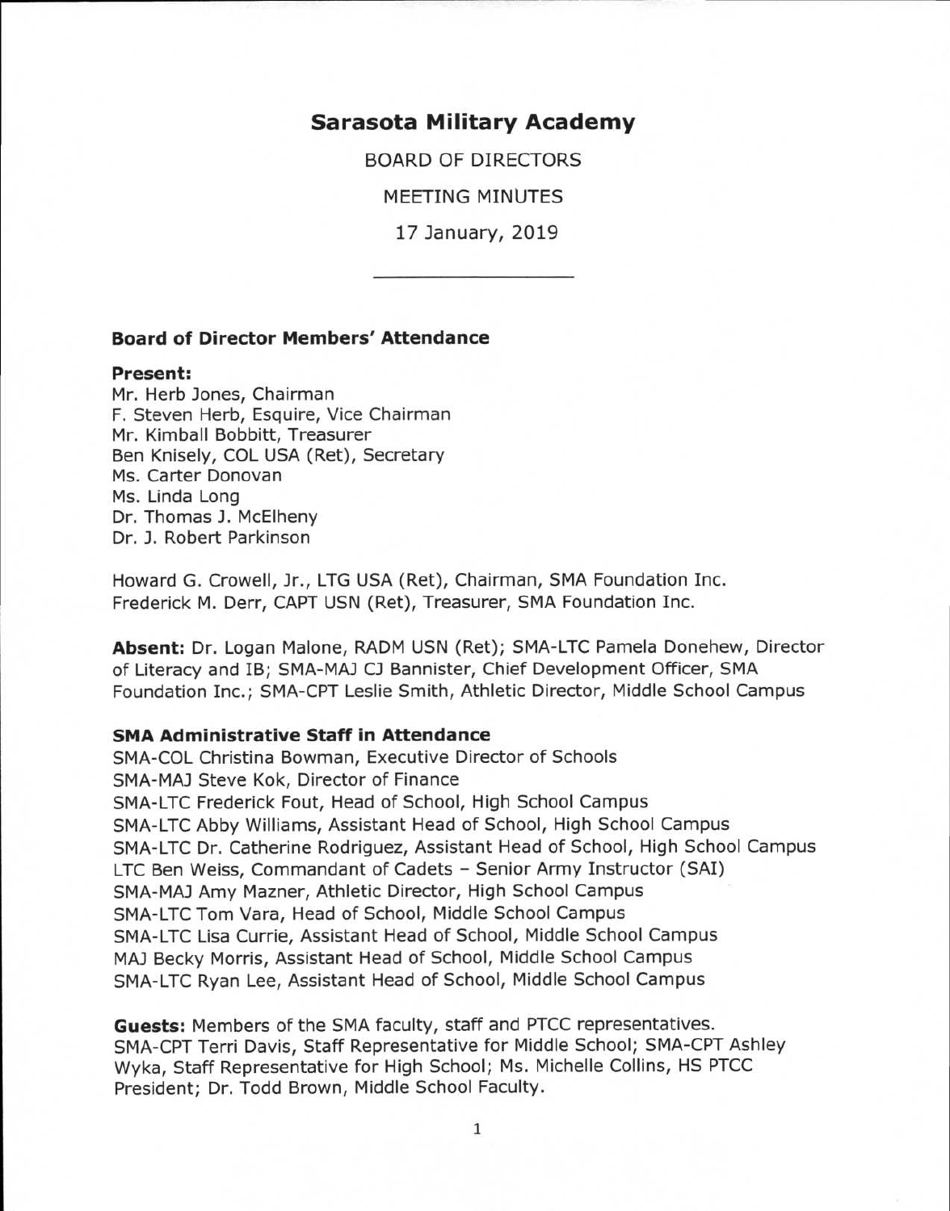# Sarasota Military Academy

BOARD OF DIRECTORS

MEETING MINUTES

17 January, 2019

---

### Board of Director Members' Attendance

**Present:**

Mr. Herb Jones, Chairman
F. Steven Herb, Esquire, Vice Chairman
Mr. Kimball Bobbitt, Treasurer
Ben Knisely, COL USA (Ret), Secretary
Ms. Carter Donovan
Ms. Linda Long
Dr. Thomas J. McElheny
Dr. J. Robert Parkinson

Howard G. Crowell, Jr., LTG USA (Ret), Chairman, SMA Foundation Inc.
Frederick M. Derr, CAPT USN (Ret), Treasurer, SMA Foundation Inc.

**Absent:** Dr. Logan Malone, RADM USN (Ret); SMA-LTC Pamela Donehew, Director of Literacy and IB; SMA-MAJ CJ Bannister, Chief Development Officer, SMA Foundation Inc.; SMA-CPT Leslie Smith, Athletic Director, Middle School Campus

### SMA Administrative Staff in Attendance

SMA-COL Christina Bowman, Executive Director of Schools
SMA-MAJ Steve Kok, Director of Finance
SMA-LTC Frederick Fout, Head of School, High School Campus
SMA-LTC Abby Williams, Assistant Head of School, High School Campus
SMA-LTC Dr. Catherine Rodriguez, Assistant Head of School, High School Campus
LTC Ben Weiss, Commandant of Cadets – Senior Army Instructor (SAI)
SMA-MAJ Amy Mazner, Athletic Director, High School Campus
SMA-LTC Tom Vara, Head of School, Middle School Campus
SMA-LTC Lisa Currie, Assistant Head of School, Middle School Campus
MAJ Becky Morris, Assistant Head of School, Middle School Campus
SMA-LTC Ryan Lee, Assistant Head of School, Middle School Campus

**Guests:** Members of the SMA faculty, staff and PTCC representatives.
SMA-CPT Terri Davis, Staff Representative for Middle School; SMA-CPT Ashley Wyka, Staff Representative for High School; Ms. Michelle Collins, HS PTCC President; Dr. Todd Brown, Middle School Faculty.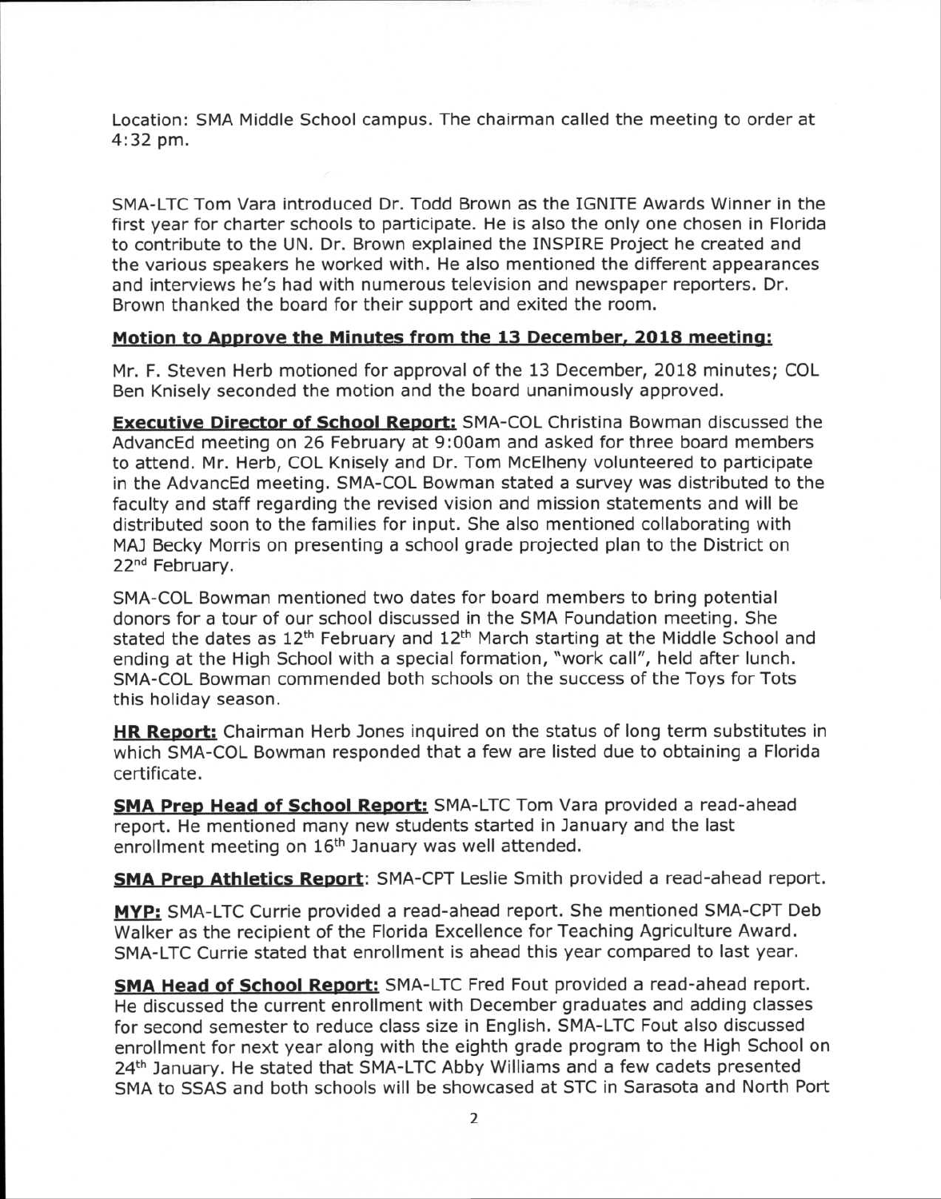Location: SMA Middle School campus. The chairman called the meeting to order at 4:32 pm.

SMA-LTC Tom Vara introduced Dr. Todd Brown as the IGNITE Awards Winner in the first year for charter schools to participate. He is also the only one chosen in Florida to contribute to the UN. Dr. Brown explained the INSPIRE Project he created and the various speakers he worked with. He also mentioned the different appearances and interviews he's had with numerous television and newspaper reporters. Dr. Brown thanked the board for their support and exited the room.

**Motion to Approve the Minutes from the 13 December, 2018 meeting:**

Mr. F. Steven Herb motioned for approval of the 13 December, 2018 minutes; COL Ben Knisely seconded the motion and the board unanimously approved.

**Executive Director of School Report:** SMA-COL Christina Bowman discussed the AdvancEd meeting on 26 February at 9:00am and asked for three board members to attend. Mr. Herb, COL Knisely and Dr. Tom McElheny volunteered to participate in the AdvancEd meeting. SMA-COL Bowman stated a survey was distributed to the faculty and staff regarding the revised vision and mission statements and will be distributed soon to the families for input. She also mentioned collaborating with MAJ Becky Morris on presenting a school grade projected plan to the District on 22nd February.

SMA-COL Bowman mentioned two dates for board members to bring potential donors for a tour of our school discussed in the SMA Foundation meeting. She stated the dates as 12th February and 12th March starting at the Middle School and ending at the High School with a special formation, "work call", held after lunch. SMA-COL Bowman commended both schools on the success of the Toys for Tots this holiday season.

**HR Report:** Chairman Herb Jones inquired on the status of long term substitutes in which SMA-COL Bowman responded that a few are listed due to obtaining a Florida certificate.

**SMA Prep Head of School Report:** SMA-LTC Tom Vara provided a read-ahead report. He mentioned many new students started in January and the last enrollment meeting on 16th January was well attended.

**SMA Prep Athletics Report**: SMA-CPT Leslie Smith provided a read-ahead report.

**MYP:** SMA-LTC Currie provided a read-ahead report. She mentioned SMA-CPT Deb Walker as the recipient of the Florida Excellence for Teaching Agriculture Award. SMA-LTC Currie stated that enrollment is ahead this year compared to last year.

**SMA Head of School Report:** SMA-LTC Fred Fout provided a read-ahead report. He discussed the current enrollment with December graduates and adding classes for second semester to reduce class size in English. SMA-LTC Fout also discussed enrollment for next year along with the eighth grade program to the High School on 24th January. He stated that SMA-LTC Abby Williams and a few cadets presented SMA to SSAS and both schools will be showcased at STC in Sarasota and North Port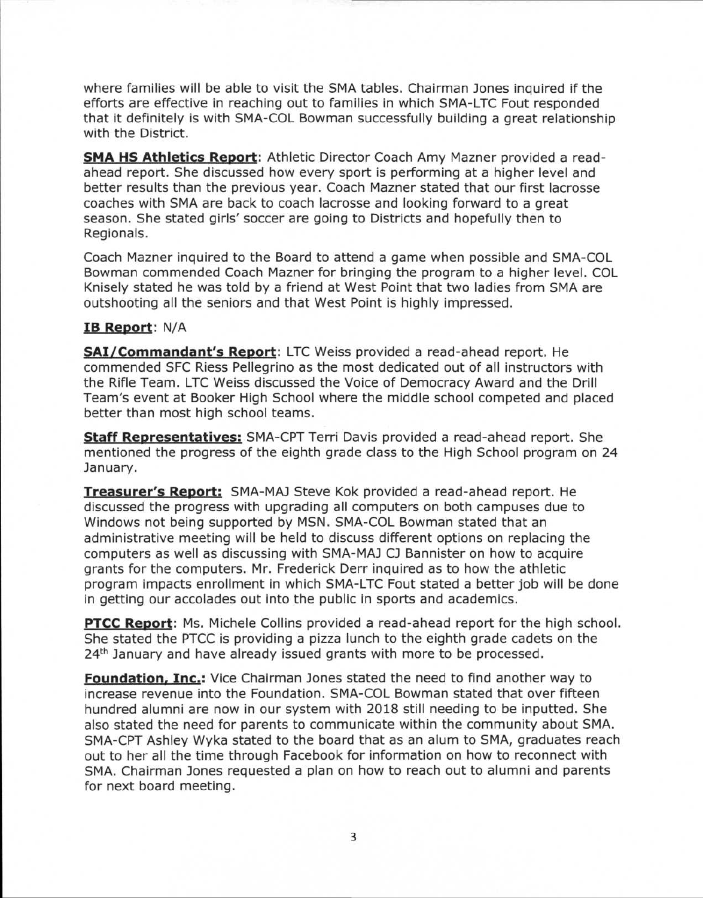where families will be able to visit the SMA tables. Chairman Jones inquired if the efforts are effective in reaching out to families in which SMA-LTC Fout responded that it definitely is with SMA-COL Bowman successfully building a great relationship with the District.

**SMA HS Athletics Report**: Athletic Director Coach Amy Mazner provided a read-ahead report. She discussed how every sport is performing at a higher level and better results than the previous year. Coach Mazner stated that our first lacrosse coaches with SMA are back to coach lacrosse and looking forward to a great season. She stated girls' soccer are going to Districts and hopefully then to Regionals.

Coach Mazner inquired to the Board to attend a game when possible and SMA-COL Bowman commended Coach Mazner for bringing the program to a higher level. COL Knisely stated he was told by a friend at West Point that two ladies from SMA are outshooting all the seniors and that West Point is highly impressed.

**IB Report**: N/A

**SAI/Commandant's Report**: LTC Weiss provided a read-ahead report. He commended SFC Riess Pellegrino as the most dedicated out of all instructors with the Rifle Team. LTC Weiss discussed the Voice of Democracy Award and the Drill Team's event at Booker High School where the middle school competed and placed better than most high school teams.

**Staff Representatives:** SMA-CPT Terri Davis provided a read-ahead report. She mentioned the progress of the eighth grade class to the High School program on 24 January.

**Treasurer's Report:** SMA-MAJ Steve Kok provided a read-ahead report. He discussed the progress with upgrading all computers on both campuses due to Windows not being supported by MSN. SMA-COL Bowman stated that an administrative meeting will be held to discuss different options on replacing the computers as well as discussing with SMA-MAJ CJ Bannister on how to acquire grants for the computers. Mr. Frederick Derr inquired as to how the athletic program impacts enrollment in which SMA-LTC Fout stated a better job will be done in getting our accolades out into the public in sports and academics.

**PTCC Report**: Ms. Michele Collins provided a read-ahead report for the high school. She stated the PTCC is providing a pizza lunch to the eighth grade cadets on the 24th January and have already issued grants with more to be processed.

**Foundation, Inc.:** Vice Chairman Jones stated the need to find another way to increase revenue into the Foundation. SMA-COL Bowman stated that over fifteen hundred alumni are now in our system with 2018 still needing to be inputted. She also stated the need for parents to communicate within the community about SMA. SMA-CPT Ashley Wyka stated to the board that as an alum to SMA, graduates reach out to her all the time through Facebook for information on how to reconnect with SMA. Chairman Jones requested a plan on how to reach out to alumni and parents for next board meeting.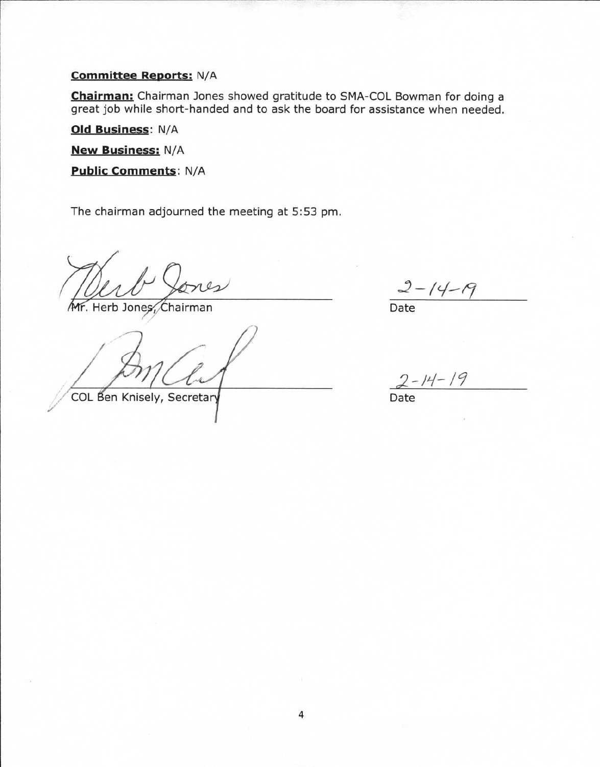**Committee Reports:** N/A

**Chairman:** Chairman Jones showed gratitude to SMA-COL Bowman for doing a great job while short-handed and to ask the board for assistance when needed.

**Old Business**: N/A

**New Business:** N/A

**Public Comments**: N/A

The chairman adjourned the meeting at 5:53 pm.

Mr. Herb Jones, Chairman — Date: 2-14-19

COL Ben Knisely, Secretary — Date: 2-14-19